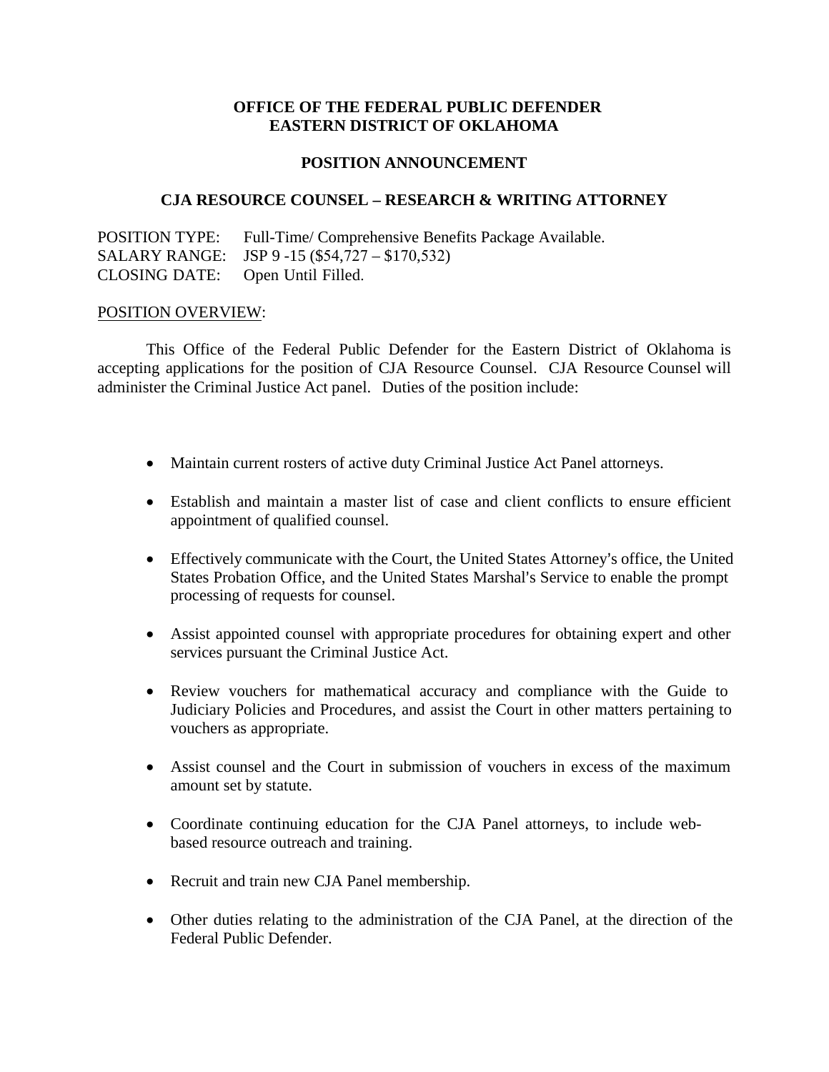**OFFICE OF THE FEDERAL PUBLIC DEFENDER**
**EASTERN DISTRICT OF OKLAHOMA**

**POSITION ANNOUNCEMENT**

**CJA RESOURCE COUNSEL – RESEARCH & WRITING ATTORNEY**

POSITION TYPE: Full-Time/ Comprehensive Benefits Package Available.
SALARY RANGE: JSP 9 -15 ($54,727 – $170,532)
CLOSING DATE: Open Until Filled.

POSITION OVERVIEW:

This Office of the Federal Public Defender for the Eastern District of Oklahoma is accepting applications for the position of CJA Resource Counsel. CJA Resource Counsel will administer the Criminal Justice Act panel. Duties of the position include:

- Maintain current rosters of active duty Criminal Justice Act Panel attorneys.
- Establish and maintain a master list of case and client conflicts to ensure efficient appointment of qualified counsel.
- Effectively communicate with the Court, the United States Attorney's office, the United States Probation Office, and the United States Marshal's Service to enable the prompt processing of requests for counsel.
- Assist appointed counsel with appropriate procedures for obtaining expert and other services pursuant the Criminal Justice Act.
- Review vouchers for mathematical accuracy and compliance with the Guide to Judiciary Policies and Procedures, and assist the Court in other matters pertaining to vouchers as appropriate.
- Assist counsel and the Court in submission of vouchers in excess of the maximum amount set by statute.
- Coordinate continuing education for the CJA Panel attorneys, to include web-based resource outreach and training.
- Recruit and train new CJA Panel membership.
- Other duties relating to the administration of the CJA Panel, at the direction of the Federal Public Defender.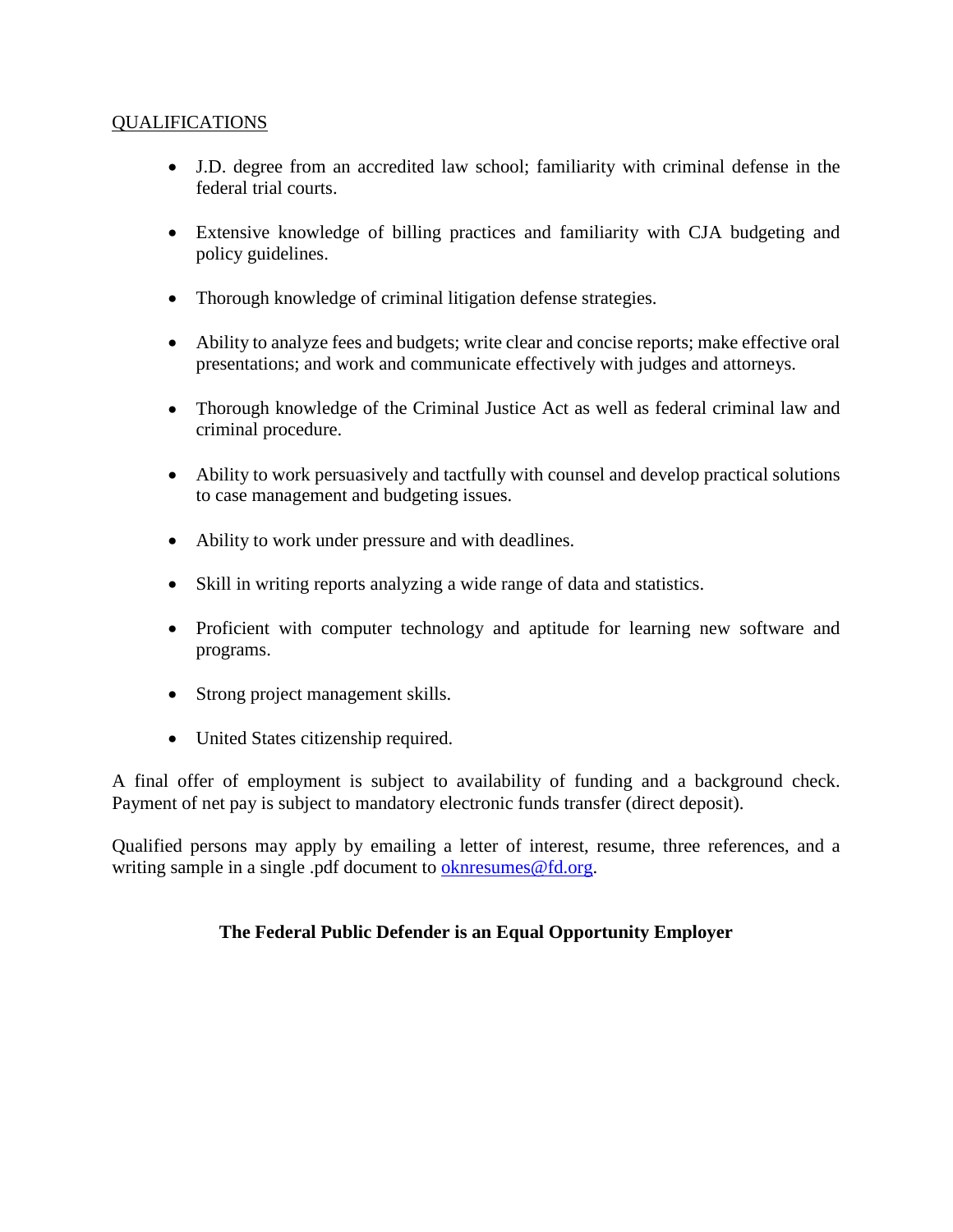QUALIFICATIONS

- J.D. degree from an accredited law school; familiarity with criminal defense in the federal trial courts.
- Extensive knowledge of billing practices and familiarity with CJA budgeting and policy guidelines.
- Thorough knowledge of criminal litigation defense strategies.
- Ability to analyze fees and budgets; write clear and concise reports; make effective oral presentations; and work and communicate effectively with judges and attorneys.
- Thorough knowledge of the Criminal Justice Act as well as federal criminal law and criminal procedure.
- Ability to work persuasively and tactfully with counsel and develop practical solutions to case management and budgeting issues.
- Ability to work under pressure and with deadlines.
- Skill in writing reports analyzing a wide range of data and statistics.
- Proficient with computer technology and aptitude for learning new software and programs.
- Strong project management skills.
- United States citizenship required.

A final offer of employment is subject to availability of funding and a background check. Payment of net pay is subject to mandatory electronic funds transfer (direct deposit).

Qualified persons may apply by emailing a letter of interest, resume, three references, and a writing sample in a single .pdf document to oknresumes@fd.org.

**The Federal Public Defender is an Equal Opportunity Employer**